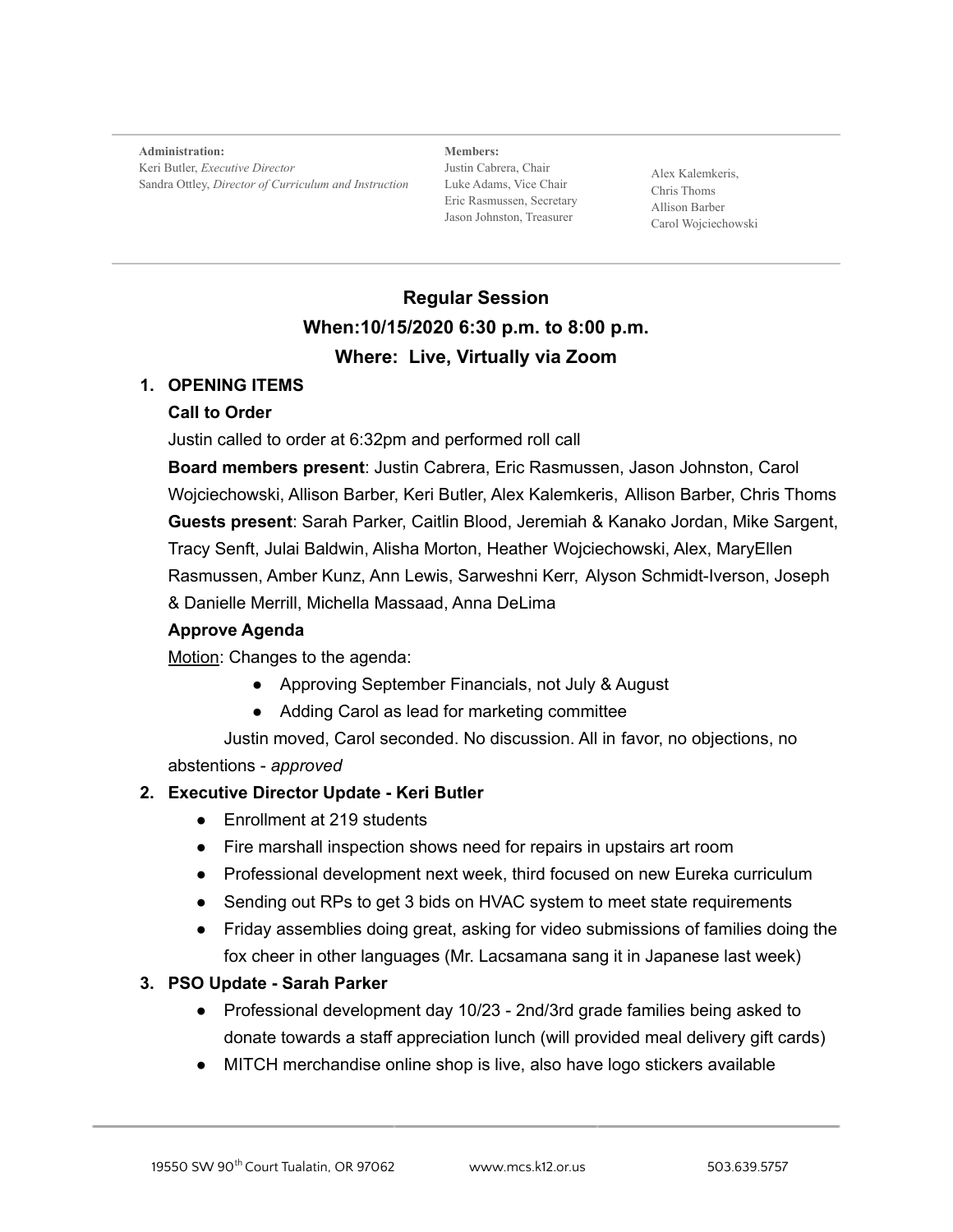**Administration:**
Keri Butler, *Executive Director*
Sandra Ottley, *Director of Curriculum and Instruction*

**Members:**
Justin Cabrera, Chair
Luke Adams, Vice Chair
Eric Rasmussen, Secretary
Jason Johnston, Treasurer

Alex Kalemkeris,
Chris Thoms
Allison Barber
Carol Wojciechowski

## Regular Session

### When:10/15/2020 6:30 p.m. to 8:00 p.m.

### Where: Live, Virtually via Zoom

1. **OPENING ITEMS**

   **Call to Order**

   Justin called to order at 6:32pm and performed roll call

   **Board members present**: Justin Cabrera, Eric Rasmussen, Jason Johnston, Carol Wojciechowski, Allison Barber, Keri Butler, Alex Kalemkeris, Allison Barber, Chris Thoms

   **Guests present**: Sarah Parker, Caitlin Blood, Jeremiah & Kanako Jordan, Mike Sargent, Tracy Senft, Julai Baldwin, Alisha Morton, Heather Wojciechowski, Alex, MaryEllen Rasmussen, Amber Kunz, Ann Lewis, Sarweshni Kerr, Alyson Schmidt-Iverson, Joseph & Danielle Merrill, Michella Massaad, Anna DeLima

   **Approve Agenda**

   Motion: Changes to the agenda:

   - Approving September Financials, not July & August
   - Adding Carol as lead for marketing committee

   Justin moved, Carol seconded. No discussion. All in favor, no objections, no abstentions - *approved*

2. **Executive Director Update - Keri Butler**
   - Enrollment at 219 students
   - Fire marshall inspection shows need for repairs in upstairs art room
   - Professional development next week, third focused on new Eureka curriculum
   - Sending out RPs to get 3 bids on HVAC system to meet state requirements
   - Friday assemblies doing great, asking for video submissions of families doing the fox cheer in other languages (Mr. Lacsamana sang it in Japanese last week)

3. **PSO Update - Sarah Parker**
   - Professional development day 10/23 - 2nd/3rd grade families being asked to donate towards a staff appreciation lunch (will provided meal delivery gift cards)
   - MITCH merchandise online shop is live, also have logo stickers available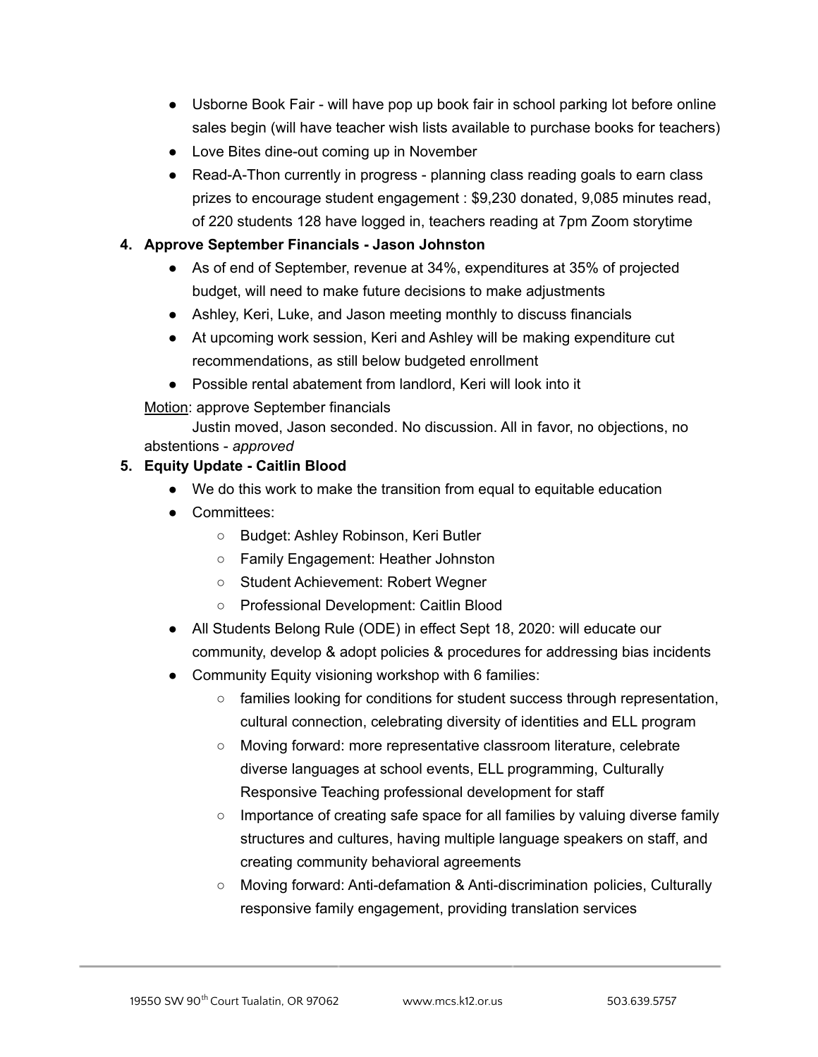- Usborne Book Fair - will have pop up book fair in school parking lot before online sales begin (will have teacher wish lists available to purchase books for teachers)
- Love Bites dine-out coming up in November
- Read-A-Thon currently in progress - planning class reading goals to earn class prizes to encourage student engagement : $9,230 donated, 9,085 minutes read, of 220 students 128 have logged in, teachers reading at 7pm Zoom storytime

4. **Approve September Financials - Jason Johnston**
    - As of end of September, revenue at 34%, expenditures at 35% of projected budget, will need to make future decisions to make adjustments
    - Ashley, Keri, Luke, and Jason meeting monthly to discuss financials
    - At upcoming work session, Keri and Ashley will be making expenditure cut recommendations, as still below budgeted enrollment
    - Possible rental abatement from landlord, Keri will look into it

    Motion: approve September financials

    Justin moved, Jason seconded. No discussion. All in favor, no objections, no abstentions - *approved*

5. **Equity Update - Caitlin Blood**
    - We do this work to make the transition from equal to equitable education
    - Committees:
        - Budget: Ashley Robinson, Keri Butler
        - Family Engagement: Heather Johnston
        - Student Achievement: Robert Wegner
        - Professional Development: Caitlin Blood
    - All Students Belong Rule (ODE) in effect Sept 18, 2020: will educate our community, develop & adopt policies & procedures for addressing bias incidents
    - Community Equity visioning workshop with 6 families:
        - families looking for conditions for student success through representation, cultural connection, celebrating diversity of identities and ELL program
        - Moving forward: more representative classroom literature, celebrate diverse languages at school events, ELL programming, Culturally Responsive Teaching professional development for staff
        - Importance of creating safe space for all families by valuing diverse family structures and cultures, having multiple language speakers on staff, and creating community behavioral agreements
        - Moving forward: Anti-defamation & Anti-discrimination policies, Culturally responsive family engagement, providing translation services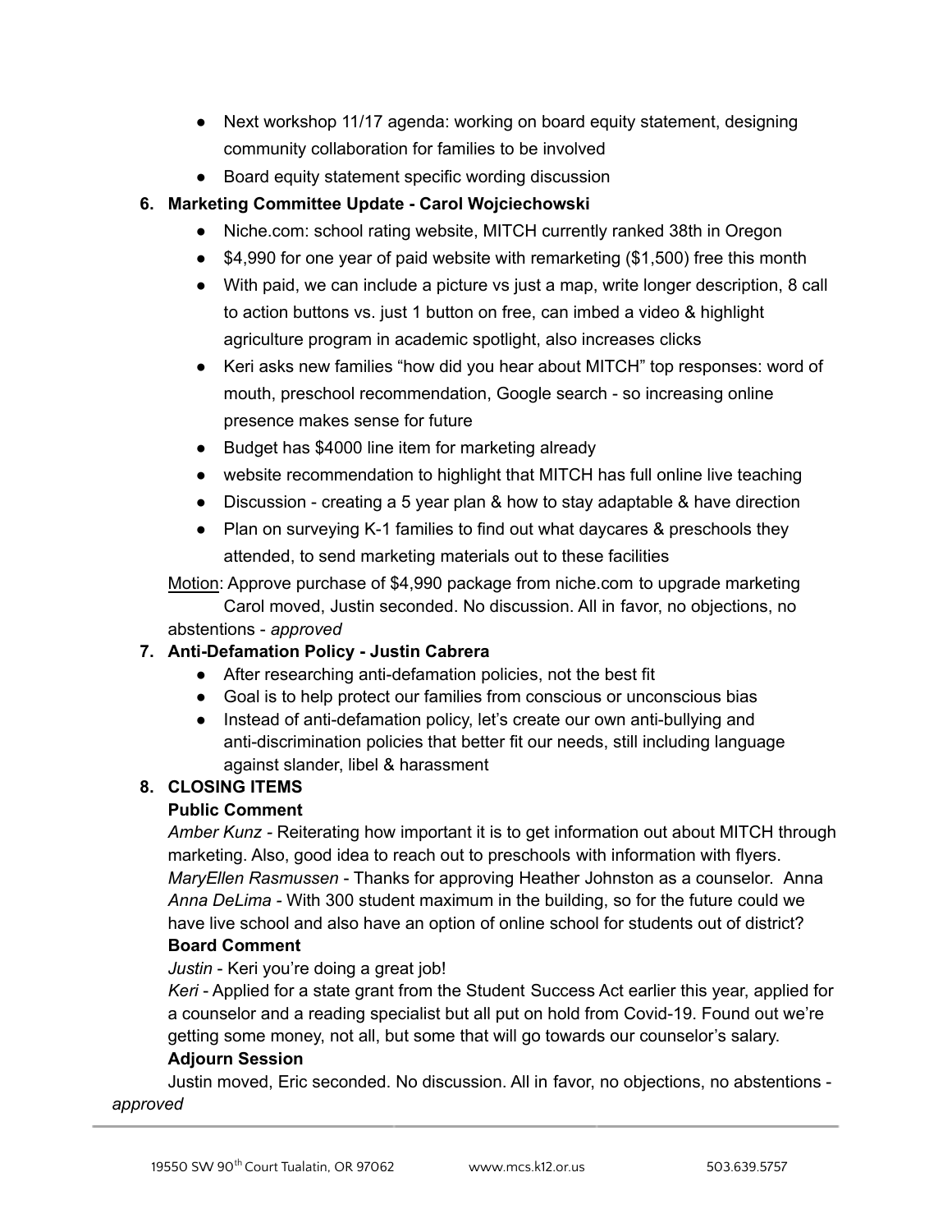- Next workshop 11/17 agenda: working on board equity statement, designing community collaboration for families to be involved
- Board equity statement specific wording discussion

6. **Marketing Committee Update - Carol Wojciechowski**
   - Niche.com: school rating website, MITCH currently ranked 38th in Oregon
   - $4,990 for one year of paid website with remarketing ($1,500) free this month
   - With paid, we can include a picture vs just a map, write longer description, 8 call to action buttons vs. just 1 button on free, can imbed a video & highlight agriculture program in academic spotlight, also increases clicks
   - Keri asks new families "how did you hear about MITCH" top responses: word of mouth, preschool recommendation, Google search - so increasing online presence makes sense for future
   - Budget has $4000 line item for marketing already
   - website recommendation to highlight that MITCH has full online live teaching
   - Discussion - creating a 5 year plan & how to stay adaptable & have direction
   - Plan on surveying K-1 families to find out what daycares & preschools they attended, to send marketing materials out to these facilities

   Motion: Approve purchase of $4,990 package from niche.com to upgrade marketing
   Carol moved, Justin seconded. No discussion. All in favor, no objections, no abstentions - *approved*

7. **Anti-Defamation Policy - Justin Cabrera**
   - After researching anti-defamation policies, not the best fit
   - Goal is to help protect our families from conscious or unconscious bias
   - Instead of anti-defamation policy, let's create our own anti-bullying and anti-discrimination policies that better fit our needs, still including language against slander, libel & harassment

8. **CLOSING ITEMS**

   **Public Comment**

   *Amber Kunz* - Reiterating how important it is to get information out about MITCH through marketing. Also, good idea to reach out to preschools with information with flyers.
   *MaryEllen Rasmussen* - Thanks for approving Heather Johnston as a counselor. Anna
   *Anna DeLima* - With 300 student maximum in the building, so for the future could we have live school and also have an option of online school for students out of district?

   **Board Comment**

   *Justin* - Keri you're doing a great job!
   *Keri* - Applied for a state grant from the Student Success Act earlier this year, applied for a counselor and a reading specialist but all put on hold from Covid-19. Found out we're getting some money, not all, but some that will go towards our counselor's salary.

   **Adjourn Session**

   Justin moved, Eric seconded. No discussion. All in favor, no objections, no abstentions - *approved*